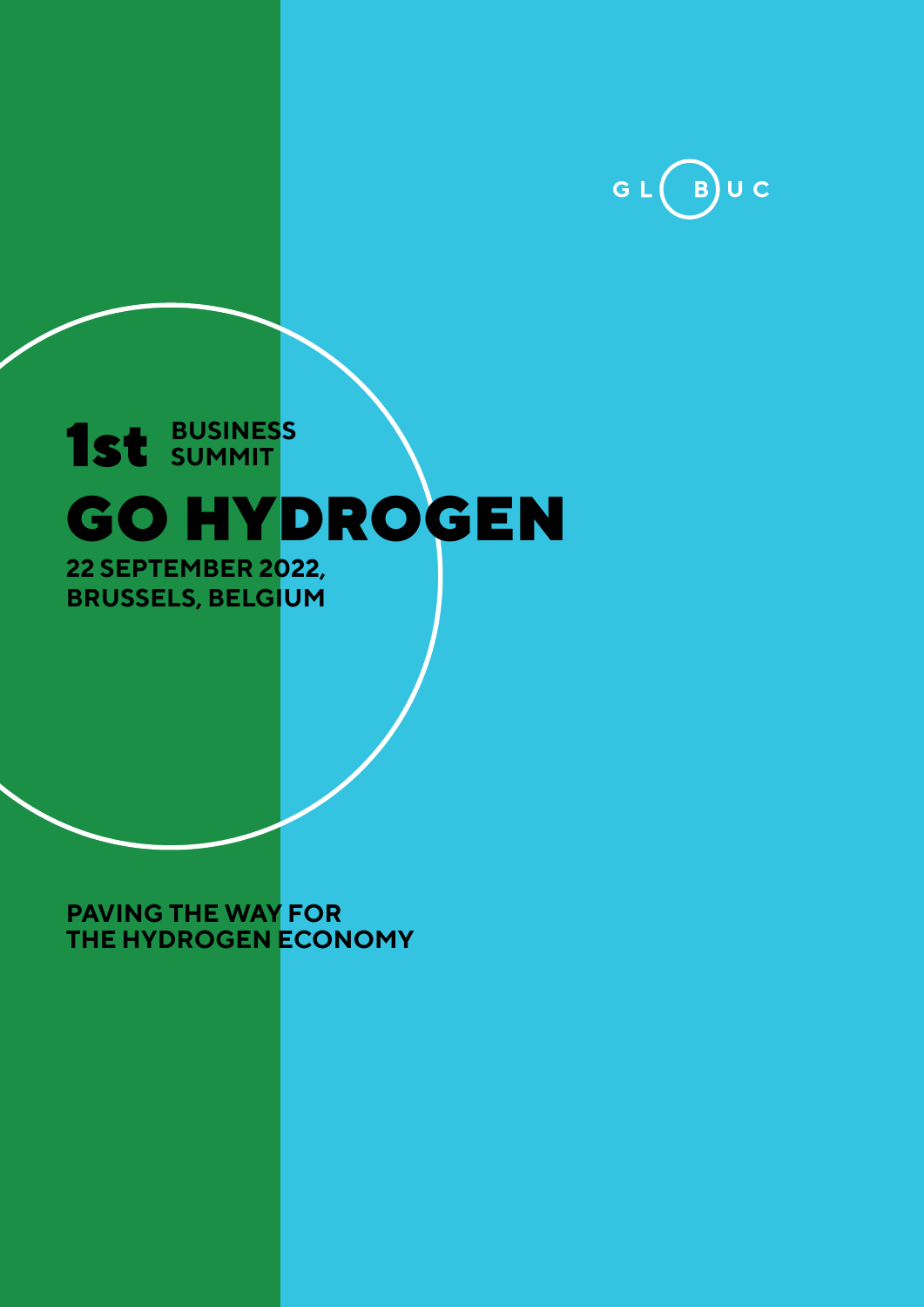GLOBUC

**1st BUSINESS SUMMIT**

# GO HYDROGEN

**22 SEPTEMBER 2022,
BRUSSELS, BELGIUM**

**PAVING THE WAY FOR
THE HYDROGEN ECONOMY**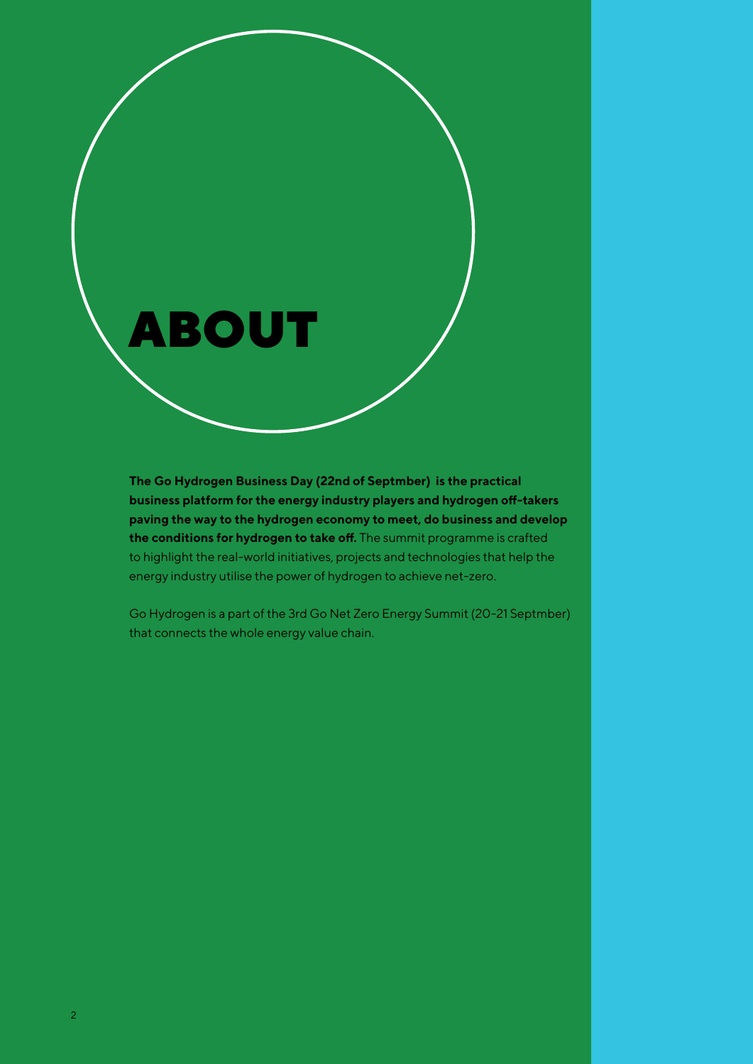# ABOUT

**The Go Hydrogen Business Day (22nd of Septmber) is the practical business platform for the energy industry players and hydrogen off-takers paving the way to the hydrogen economy to meet, do business and develop the conditions for hydrogen to take off.** The summit programme is crafted to highlight the real-world initiatives, projects and technologies that help the energy industry utilise the power of hydrogen to achieve net-zero.

Go Hydrogen is a part of the 3rd Go Net Zero Energy Summit (20-21 Septmber) that connects the whole energy value chain.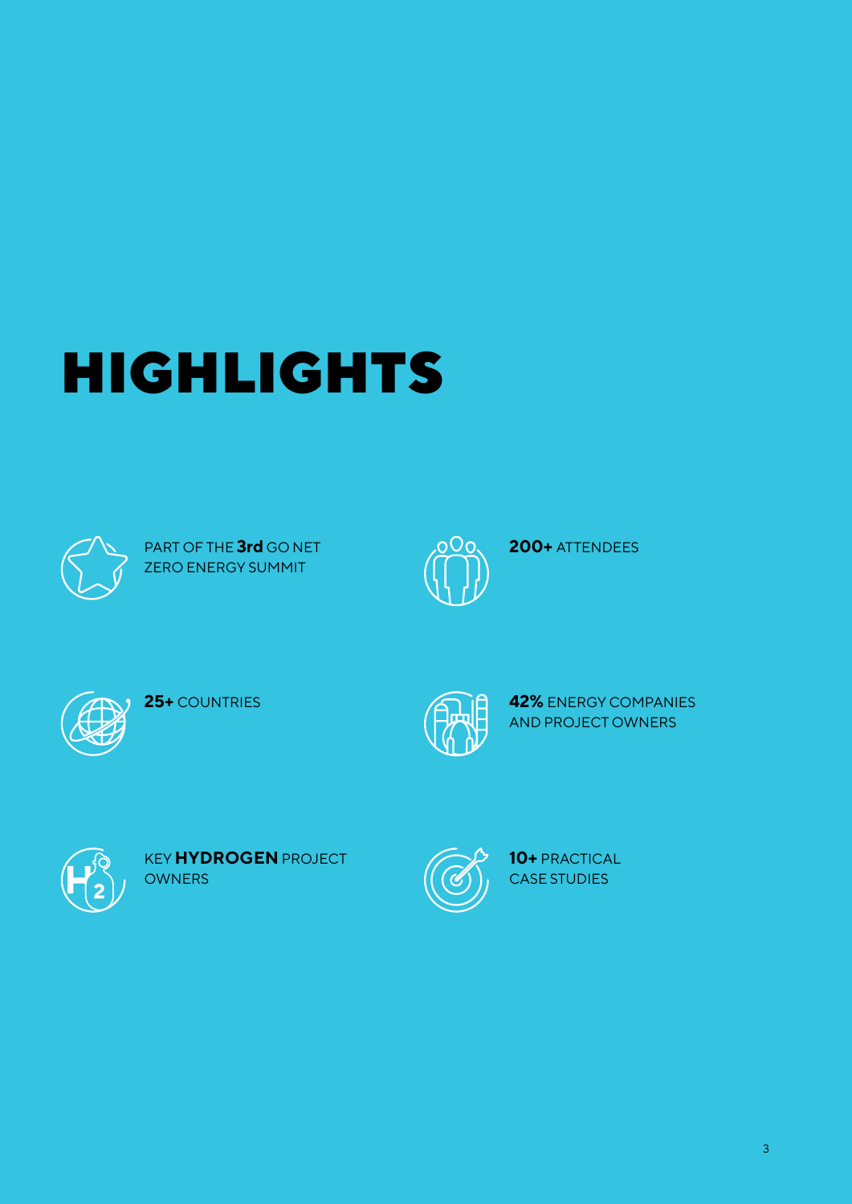# HIGHLIGHTS

PART OF THE **3rd** GO NET ZERO ENERGY SUMMIT

**200+** ATTENDEES

**25+** COUNTRIES

**42%** ENERGY COMPANIES AND PROJECT OWNERS

KEY **HYDROGEN** PROJECT OWNERS

**10+** PRACTICAL CASE STUDIES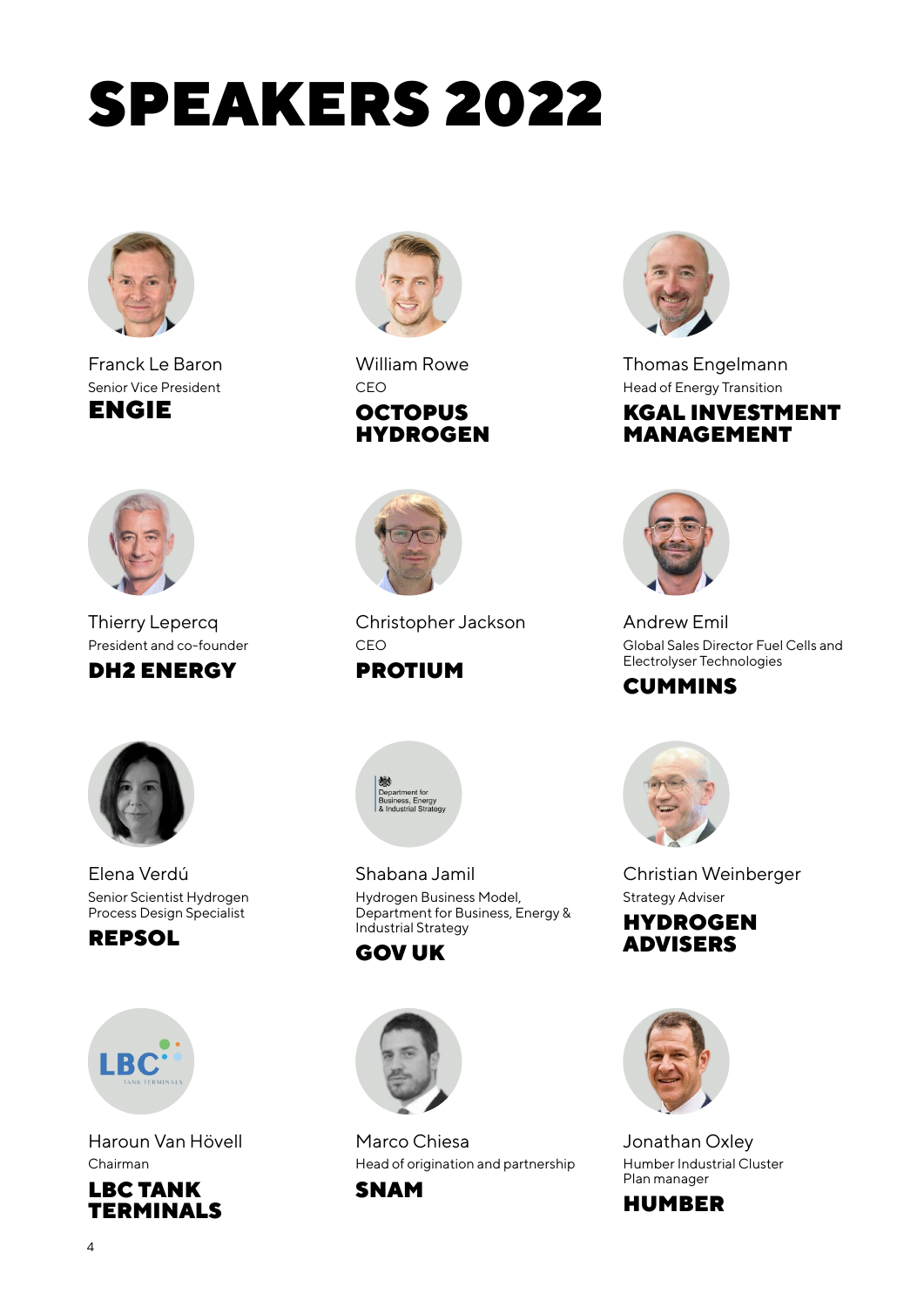# SPEAKERS 2022

Franck Le Baron
Senior Vice President
**ENGIE**

William Rowe
CEO
**OCTOPUS HYDROGEN**

Thomas Engelmann
Head of Energy Transition
**KGAL INVESTMENT MANAGEMENT**

Thierry Lepercq
President and co-founder
**DH2 ENERGY**

Christopher Jackson
CEO
**PROTIUM**

Andrew Emil
Global Sales Director Fuel Cells and Electrolyser Technologies
**CUMMINS**

Elena Verdú
Senior Scientist Hydrogen Process Design Specialist
**REPSOL**

Shabana Jamil
Hydrogen Business Model, Department for Business, Energy & Industrial Strategy
**GOV UK**

Christian Weinberger
Strategy Adviser
**HYDROGEN ADVISERS**

Haroun Van Hövell
Chairman
**LBC TANK TERMINALS**

Marco Chiesa
Head of origination and partnership
**SNAM**

Jonathan Oxley
Humber Industrial Cluster Plan manager
**HUMBER**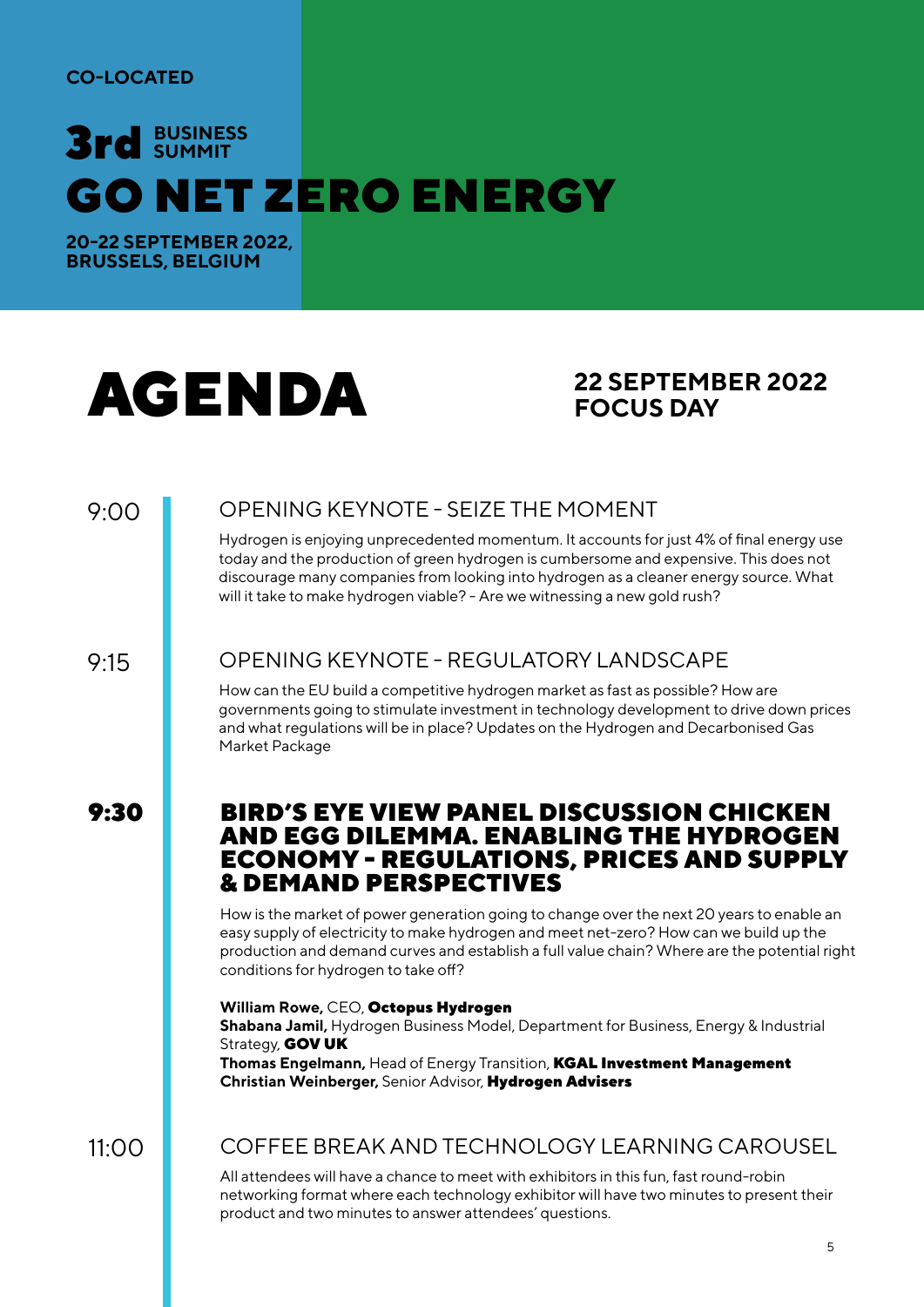CO-LOCATED

# 3rd BUSINESS SUMMIT GO NET ZERO ENERGY

**20-22 SEPTEMBER 2022, BRUSSELS, BELGIUM**

# AGENDA

## 22 SEPTEMBER 2022 FOCUS DAY

**9:00**

### OPENING KEYNOTE - SEIZE THE MOMENT

Hydrogen is enjoying unprecedented momentum. It accounts for just 4% of final energy use today and the production of green hydrogen is cumbersome and expensive. This does not discourage many companies from looking into hydrogen as a cleaner energy source. What will it take to make hydrogen viable? - Are we witnessing a new gold rush?

**9:15**

### OPENING KEYNOTE - REGULATORY LANDSCAPE

How can the EU build a competitive hydrogen market as fast as possible? How are governments going to stimulate investment in technology development to drive down prices and what regulations will be in place? Updates on the Hydrogen and Decarbonised Gas Market Package

**9:30**

### BIRD'S EYE VIEW PANEL DISCUSSION CHICKEN AND EGG DILEMMA. ENABLING THE HYDROGEN ECONOMY - REGULATIONS, PRICES AND SUPPLY & DEMAND PERSPECTIVES

How is the market of power generation going to change over the next 20 years to enable an easy supply of electricity to make hydrogen and meet net-zero? How can we build up the production and demand curves and establish a full value chain? Where are the potential right conditions for hydrogen to take off?

**William Rowe,** CEO, **Octopus Hydrogen**
**Shabana Jamil,** Hydrogen Business Model, Department for Business, Energy & Industrial Strategy, **GOV UK**
**Thomas Engelmann,** Head of Energy Transition, **KGAL Investment Management**
**Christian Weinberger,** Senior Advisor, **Hydrogen Advisers**

**11:00**

### COFFEE BREAK AND TECHNOLOGY LEARNING CAROUSEL

All attendees will have a chance to meet with exhibitors in this fun, fast round-robin networking format where each technology exhibitor will have two minutes to present their product and two minutes to answer attendees' questions.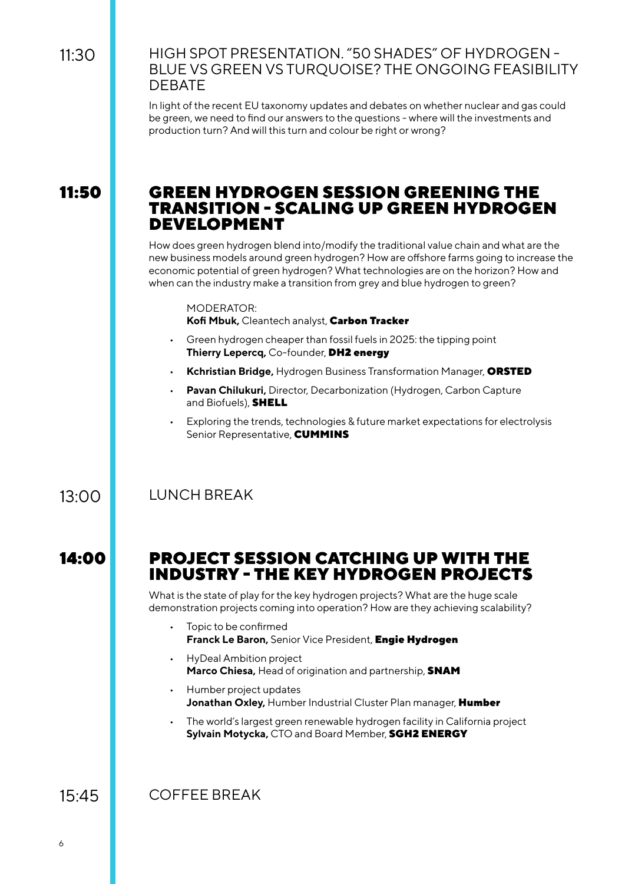11:30

## HIGH SPOT PRESENTATION. "50 SHADES" OF HYDROGEN – BLUE VS GREEN VS TURQUOISE? THE ONGOING FEASIBILITY DEBATE

In light of the recent EU taxonomy updates and debates on whether nuclear and gas could be green, we need to find our answers to the questions – where will the investments and production turn? And will this turn and colour be right or wrong?

**11:50**

## GREEN HYDROGEN SESSION GREENING THE TRANSITION - SCALING UP GREEN HYDROGEN DEVELOPMENT

How does green hydrogen blend into/modify the traditional value chain and what are the new business models around green hydrogen? How are offshore farms going to increase the economic potential of green hydrogen? What technologies are on the horizon? How and when can the industry make a transition from grey and blue hydrogen to green?

MODERATOR:
**Kofi Mbuk,** Cleantech analyst, **Carbon Tracker**

- Green hydrogen cheaper than fossil fuels in 2025: the tipping point
  **Thierry Lepercq,** Co-founder, **DH2 energy**
- **Kchristian Bridge,** Hydrogen Business Transformation Manager, **ORSTED**
- **Pavan Chilukuri,** Director, Decarbonization (Hydrogen, Carbon Capture and Biofuels), **SHELL**
- Exploring the trends, technologies & future market expectations for electrolysis
  Senior Representative, **CUMMINS**

13:00

## LUNCH BREAK

**14:00**

## PROJECT SESSION CATCHING UP WITH THE INDUSTRY - THE KEY HYDROGEN PROJECTS

What is the state of play for the key hydrogen projects? What are the huge scale demonstration projects coming into operation? How are they achieving scalability?

- Topic to be confirmed
  **Franck Le Baron,** Senior Vice President, **Engie Hydrogen**
- HyDeal Ambition project
  **Marco Chiesa,** Head of origination and partnership, **SNAM**
- Humber project updates
  **Jonathan Oxley,** Humber Industrial Cluster Plan manager, **Humber**
- The world's largest green renewable hydrogen facility in California project
  **Sylvain Motycka,** CTO and Board Member, **SGH2 ENERGY**

15:45

## COFFEE BREAK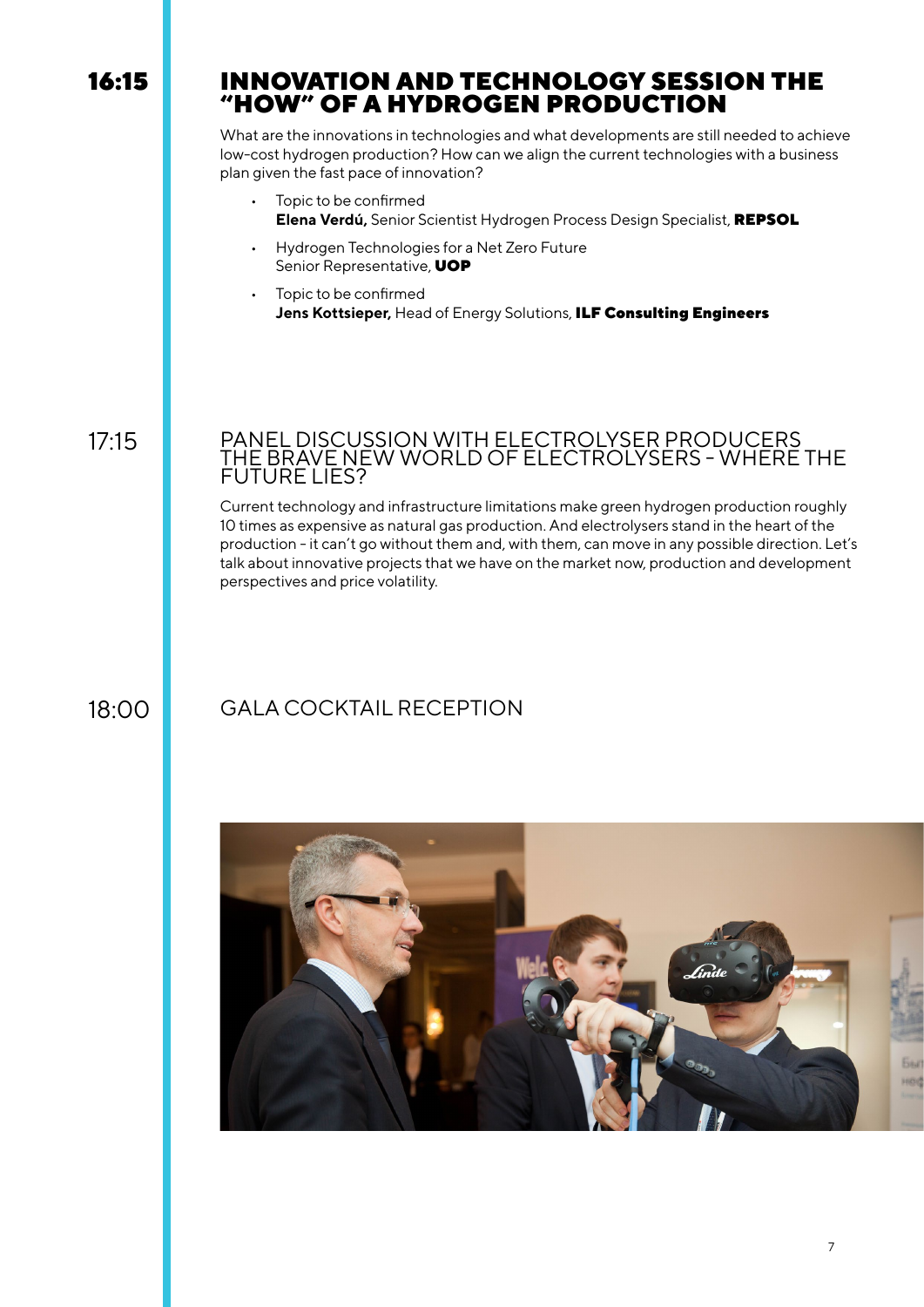**16:15**

## INNOVATION AND TECHNOLOGY SESSION THE "HOW" OF A HYDROGEN PRODUCTION

What are the innovations in technologies and what developments are still needed to achieve low-cost hydrogen production? How can we align the current technologies with a business plan given the fast pace of innovation?

- Topic to be confirmed
  **Elena Verdú,** Senior Scientist Hydrogen Process Design Specialist, **REPSOL**
- Hydrogen Technologies for a Net Zero Future
  Senior Representative, **UOP**
- Topic to be confirmed
  **Jens Kottsieper,** Head of Energy Solutions, **ILF Consulting Engineers**

17:15

## PANEL DISCUSSION WITH ELECTROLYSER PRODUCERS THE BRAVE NEW WORLD OF ELECTROLYSERS – WHERE THE FUTURE LIES?

Current technology and infrastructure limitations make green hydrogen production roughly 10 times as expensive as natural gas production. And electrolysers stand in the heart of the production – it can't go without them and, with them, can move in any possible direction. Let's talk about innovative projects that we have on the market now, production and development perspectives and price volatility.

18:00

## GALA COCKTAIL RECEPTION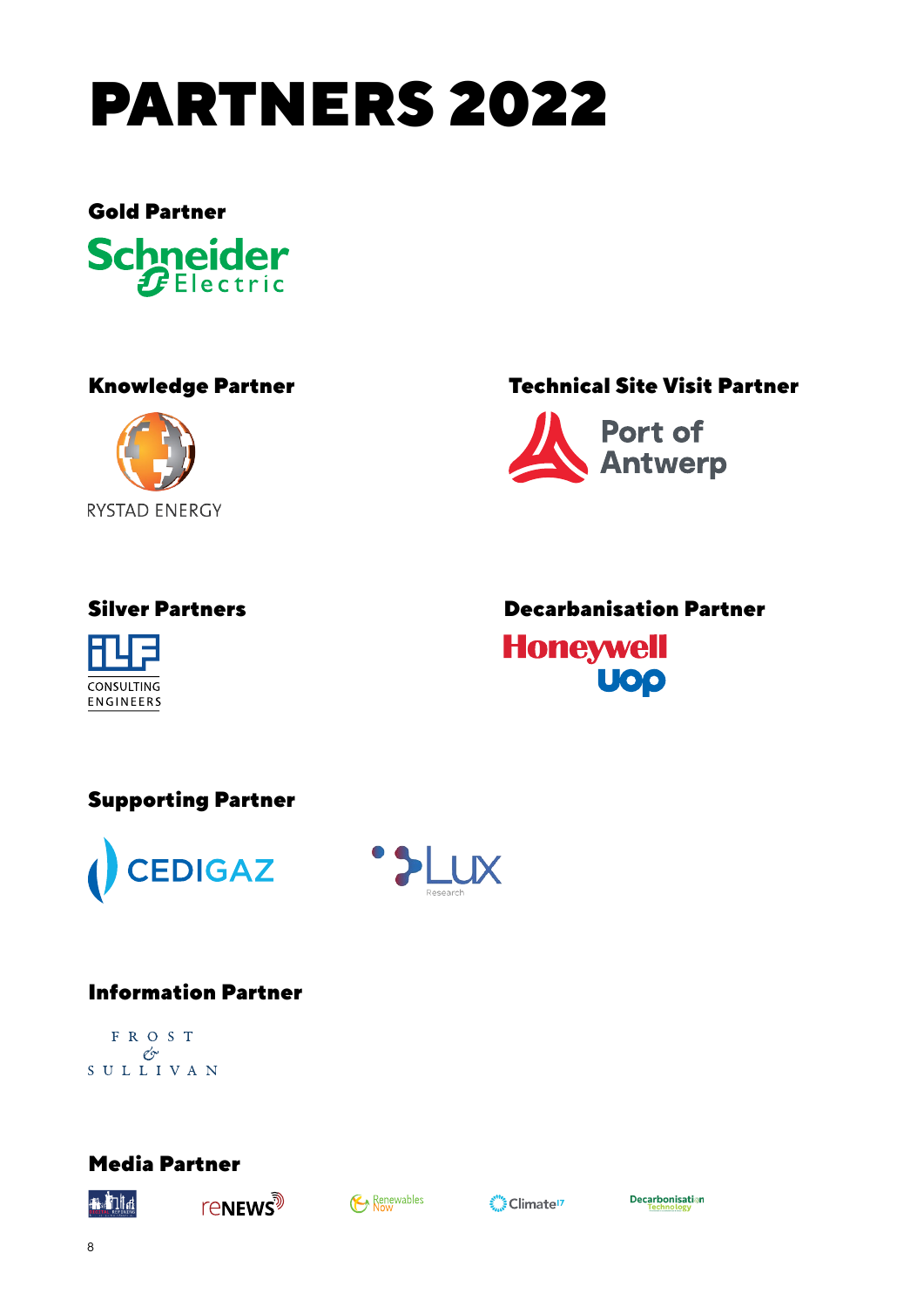# PARTNERS 2022

### Gold Partner

Schneider Electric

### Knowledge Partner

RYSTAD ENERGY

### Technical Site Visit Partner

Port of Antwerp

### Silver Partners

ILF CONSULTING ENGINEERS

### Decarbanisation Partner

Honeywell UOP

### Supporting Partner

CEDIGAZ

Lux Research

### Information Partner

FROST & SULLIVAN

### Media Partner

reNEWS

Renewables Now

Climate17

Decarbonisation Technology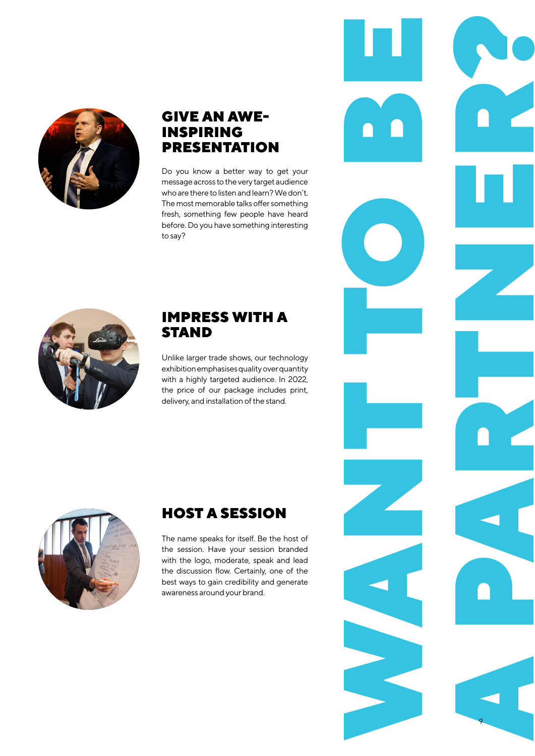# WANT TO BE A PARTNER?

## GIVE AN AWE-INSPIRING PRESENTATION

Do you know a better way to get your message across to the very target audience who are there to listen and learn? We don't. The most memorable talks offer something fresh, something few people have heard before. Do you have something interesting to say?

## IMPRESS WITH A STAND

Unlike larger trade shows, our technology exhibition emphasises quality over quantity with a highly targeted audience. In 2022, the price of our package includes print, delivery, and installation of the stand.

## HOST A SESSION

The name speaks for itself. Be the host of the session. Have your session branded with the logo, moderate, speak and lead the discussion flow. Certainly, one of the best ways to gain credibility and generate awareness around your brand.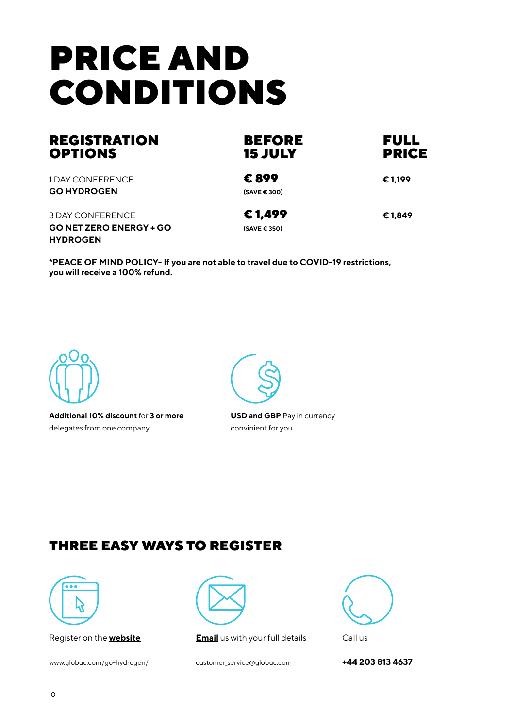# PRICE AND CONDITIONS

| REGISTRATION OPTIONS | BEFORE 15 JULY | FULL PRICE |
|---|---|---|
| 1 DAY CONFERENCE **GO HYDROGEN** | **€ 899** (SAVE € 300) | € 1,199 |
| 3 DAY CONFERENCE **GO NET ZERO ENERGY + GO HYDROGEN** | **€ 1,499** (SAVE € 350) | € 1,849 |

***PEACE OF MIND POLICY- If you are not able to travel due to COVID-19 restrictions, you will receive a 100% refund.**

**Additional 10% discount** for **3 or more** delegates from one company

**USD and GBP** Pay in currency convinient for you

## THREE EASY WAYS TO REGISTER

Register on the **website**

www.globuc.com/go-hydrogen/

**Email** us with your full details

customer_service@globuc.com

Call us

**+44 203 813 4637**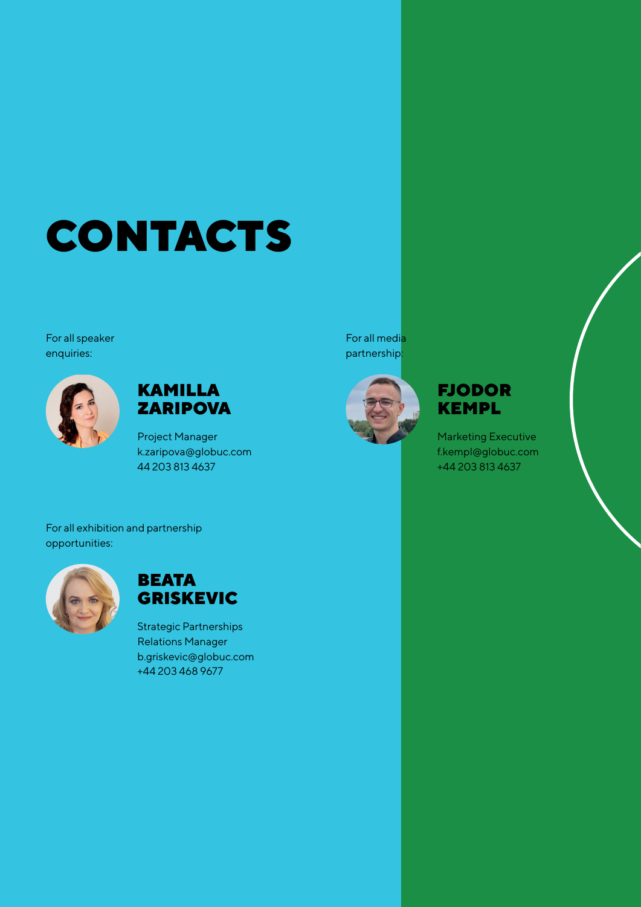# CONTACTS

For all speaker enquiries:

### KAMILLA ZARIPOVA

Project Manager
k.zaripova@globuc.com
44 203 813 4637

For all media partnership:

### FJODOR KEMPL

Marketing Executive
f.kempl@globuc.com
+44 203 813 4637

For all exhibition and partnership opportunities:

### BEATA GRISKEVIC

Strategic Partnerships Relations Manager
b.griskevic@globuc.com
+44 203 468 9677